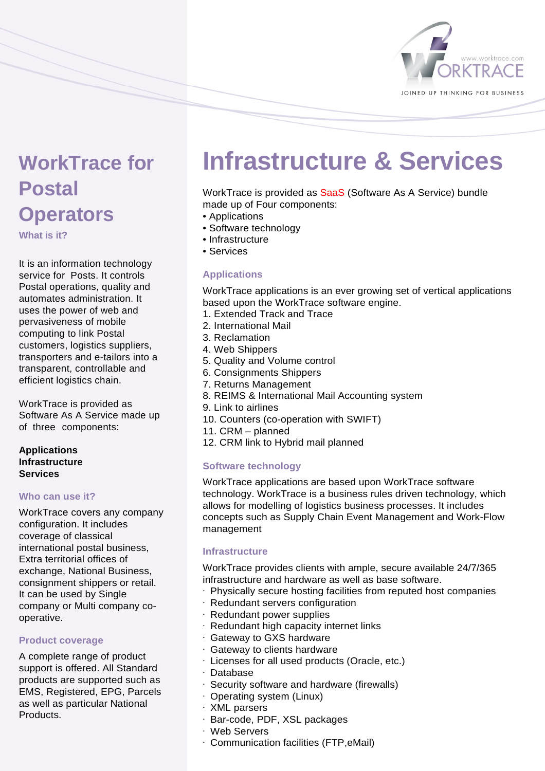# WorkTrace for Postal Operators

### What is it?

It is an information technology service for Posts. It controls Postal operations, quality and automates administration. It uses the power of web and pervasiveness of mobile computing to link Postal customers, logistics suppliers, transporters and e-tailors into a transparent, controllable and efficient logistics chain.

WorkTrace is provided as Software As A Service made up of three components:

**Applications**
**Infrastructure**
**Services**

### Who can use it?

WorkTrace covers any company configuration. It includes coverage of classical international postal business, Extra territorial offices of exchange, National Business, consignment shippers or retail. It can be used by Single company or Multi company co-operative.

### Product coverage

A complete range of product support is offered. All Standard products are supported such as EMS, Registered, EPG, Parcels as well as particular National Products.

# Infrastructure & Services

WorkTrace is provided as SaaS (Software As A Service) bundle made up of Four components:

- Applications
- Software technology
- Infrastructure
- Services

### Applications

WorkTrace applications is an ever growing set of vertical applications based upon the WorkTrace software engine.

1. Extended Track and Trace
2. International Mail
3. Reclamation
4. Web Shippers
5. Quality and Volume control
6. Consignments Shippers
7. Returns Management
8. REIMS & International Mail Accounting system
9. Link to airlines
10. Counters (co-operation with SWIFT)
11. CRM – planned
12. CRM link to Hybrid mail planned

### Software technology

WorkTrace applications are based upon WorkTrace software technology. WorkTrace is a business rules driven technology, which allows for modelling of logistics business processes. It includes concepts such as Supply Chain Event Management and Work-Flow management

### Infrastructure

WorkTrace provides clients with ample, secure available 24/7/365 infrastructure and hardware as well as base software.

- Physically secure hosting facilities from reputed host companies
- Redundant servers configuration
- Redundant power supplies
- Redundant high capacity internet links
- Gateway to GXS hardware
- Gateway to clients hardware
- Licenses for all used products (Oracle, etc.)
- Database
- Security software and hardware (firewalls)
- Operating system (Linux)
- XML parsers
- Bar-code, PDF, XSL packages
- Web Servers
- Communication facilities (FTP,eMail)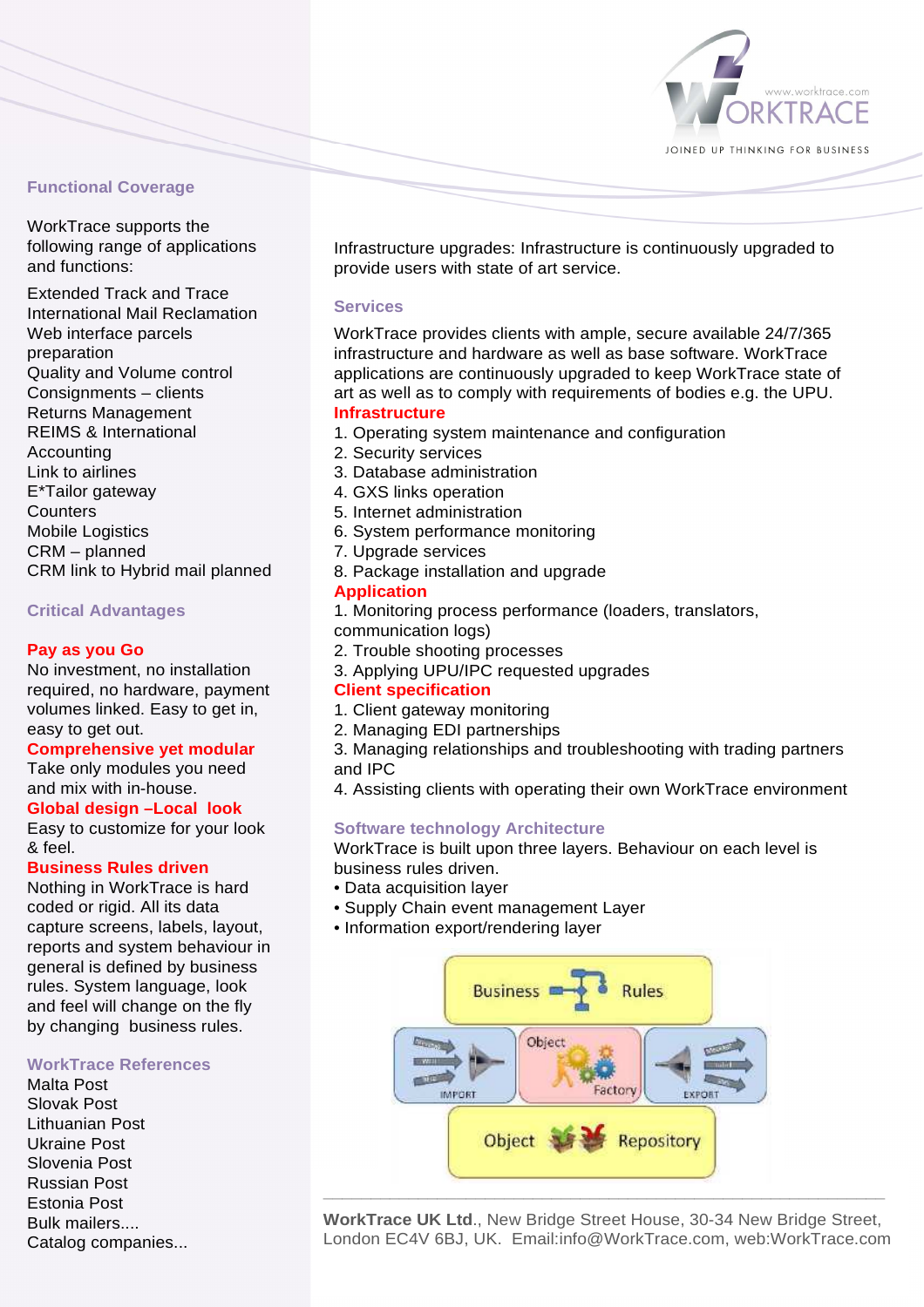## Functional Coverage

WorkTrace supports the following range of applications and functions:

Extended Track and Trace
International Mail Reclamation
Web interface parcels preparation
Quality and Volume control
Consignments – clients
Returns Management
REIMS & International Accounting
Link to airlines
E*Tailor gateway
Counters
Mobile Logistics
CRM – planned
CRM link to Hybrid mail planned

## Critical Advantages

**Pay as you Go**
No investment, no installation required, no hardware, payment volumes linked. Easy to get in, easy to get out.

**Comprehensive yet modular**
Take only modules you need and mix with in-house.

**Global design –Local look**
Easy to customize for your look & feel.

**Business Rules driven**
Nothing in WorkTrace is hard coded or rigid. All its data capture screens, labels, layout, reports and system behaviour in general is defined by business rules. System language, look and feel will change on the fly by changing business rules.

## WorkTrace References

Malta Post
Slovak Post
Lithuanian Post
Ukraine Post
Slovenia Post
Russian Post
Estonia Post
Bulk mailers....
Catalog companies...

Infrastructure upgrades: Infrastructure is continuously upgraded to provide users with state of art service.

## Services

WorkTrace provides clients with ample, secure available 24/7/365 infrastructure and hardware as well as base software. WorkTrace applications are continuously upgraded to keep WorkTrace state of art as well as to comply with requirements of bodies e.g. the UPU.

**Infrastructure**
1. Operating system maintenance and configuration
2. Security services
3. Database administration
4. GXS links operation
5. Internet administration
6. System performance monitoring
7. Upgrade services
8. Package installation and upgrade

**Application**
1. Monitoring process performance (loaders, translators, communication logs)
2. Trouble shooting processes
3. Applying UPU/IPC requested upgrades

**Client specification**
1. Client gateway monitoring
2. Managing EDI partnerships
3. Managing relationships and troubleshooting with trading partners and IPC
4. Assisting clients with operating their own WorkTrace environment

## Software technology Architecture

WorkTrace is built upon three layers. Behaviour on each level is business rules driven.

- Data acquisition layer
- Supply Chain event management Layer
- Information export/rendering layer

Business Rules
Object Factory
IMPORT
EXPORT
Object Repository

**WorkTrace UK Ltd**., New Bridge Street House, 30-34 New Bridge Street, London EC4V 6BJ, UK. Email:info@WorkTrace.com, web:WorkTrace.com